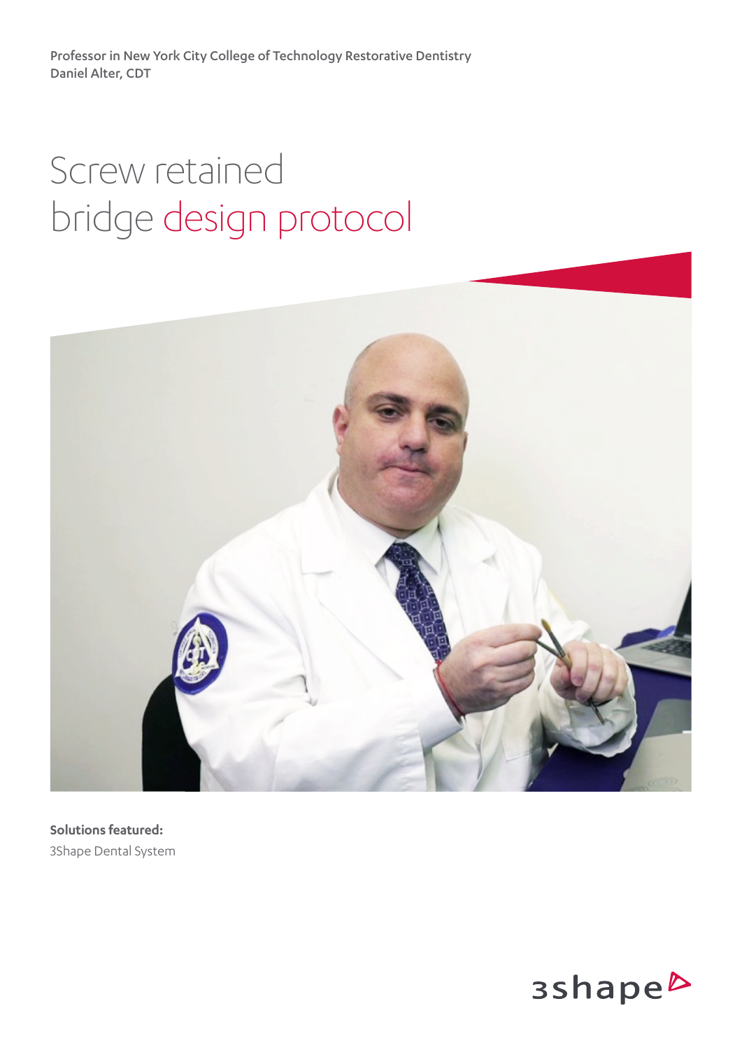Professor in New York City College of Technology Restorative Dentistry
Daniel Alter, CDT

# Screw retained bridge design protocol

**Solutions featured:**
3Shape Dental System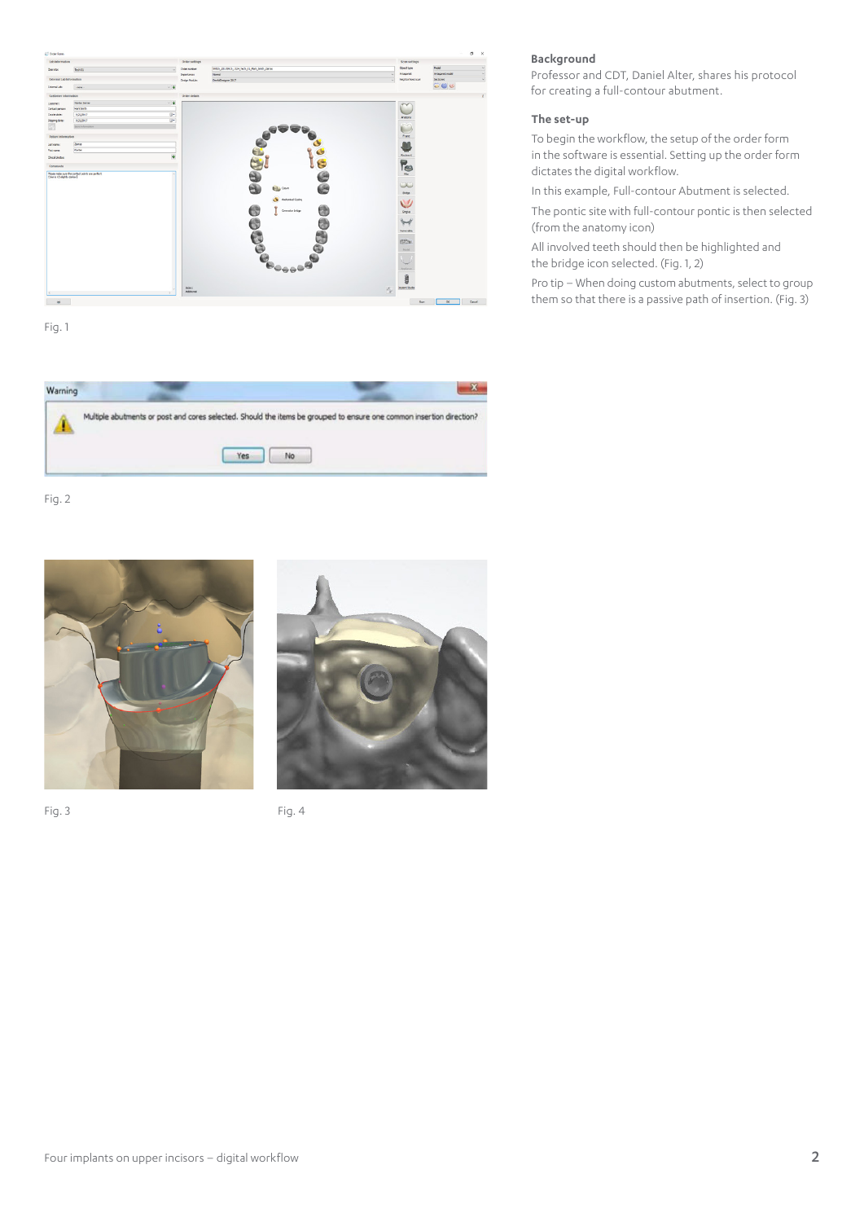Fig. 1

Warning

Multiple abutments or post and cores selected. Should the items be grouped to ensure one common insertion direction?

Yes No

Fig. 2

Fig. 3

Fig. 4

**Background**

Professor and CDT, Daniel Alter, shares his protocol for creating a full-contour abutment.

**The set-up**

To begin the workflow, the setup of the order form in the software is essential. Setting up the order form dictates the digital workflow.

In this example, Full-contour Abutment is selected.

The pontic site with full-contour pontic is then selected (from the anatomy icon)

All involved teeth should then be highlighted and the bridge icon selected. (Fig. 1, 2)

Pro tip – When doing custom abutments, select to group them so that there is a passive path of insertion. (Fig. 3)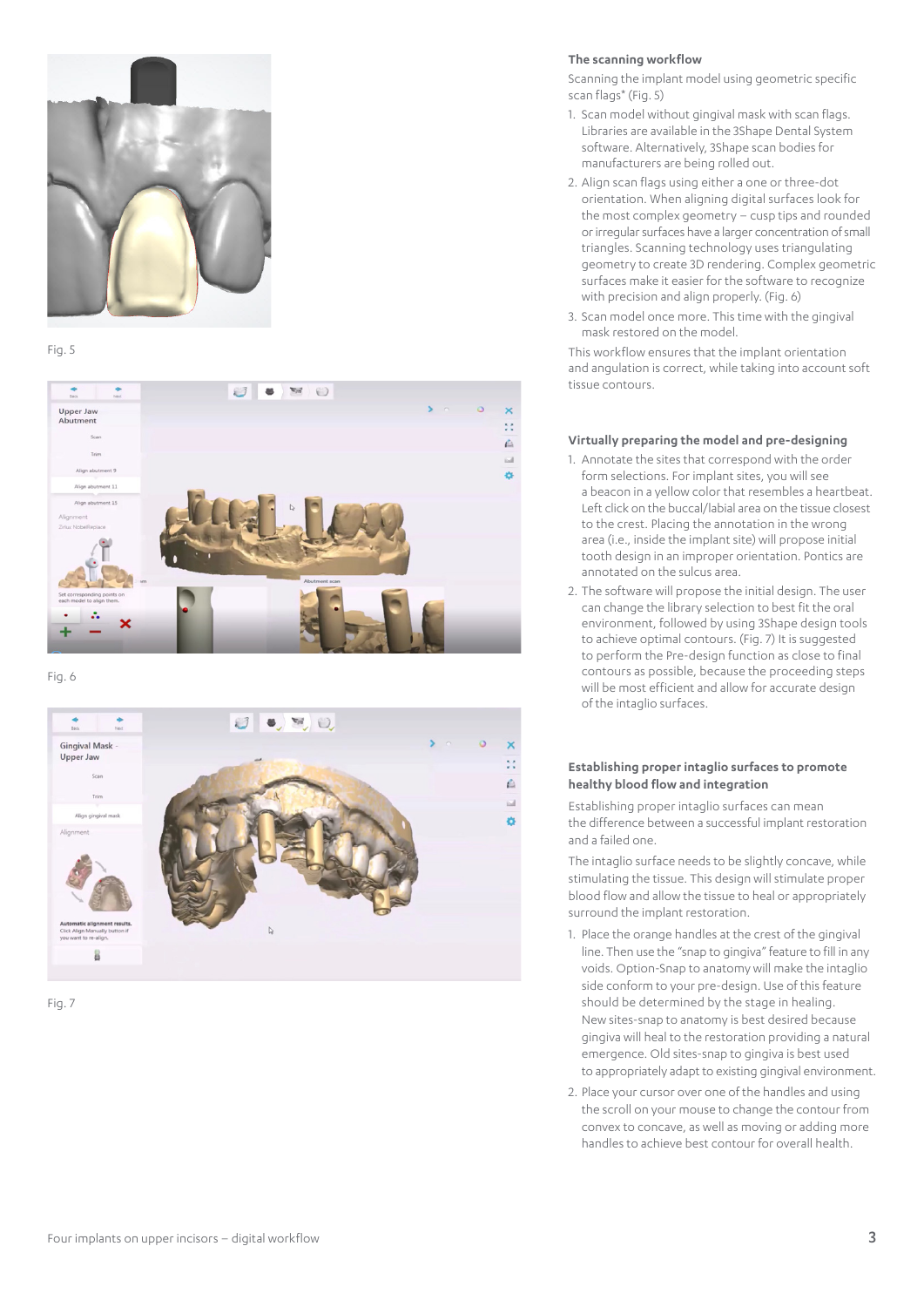Fig. 5

Fig. 6

Fig. 7

### The scanning workflow

Scanning the implant model using geometric specific scan flags* (Fig. 5)

1. Scan model without gingival mask with scan flags. Libraries are available in the 3Shape Dental System software. Alternatively, 3Shape scan bodies for manufacturers are being rolled out.
2. Align scan flags using either a one or three-dot orientation. When aligning digital surfaces look for the most complex geometry – cusp tips and rounded or irregular surfaces have a larger concentration of small triangles. Scanning technology uses triangulating geometry to create 3D rendering. Complex geometric surfaces make it easier for the software to recognize with precision and align properly. (Fig. 6)
3. Scan model once more. This time with the gingival mask restored on the model.

This workflow ensures that the implant orientation and angulation is correct, while taking into account soft tissue contours.

### Virtually preparing the model and pre-designing

1. Annotate the sites that correspond with the order form selections. For implant sites, you will see a beacon in a yellow color that resembles a heartbeat. Left click on the buccal/labial area on the tissue closest to the crest. Placing the annotation in the wrong area (i.e., inside the implant site) will propose initial tooth design in an improper orientation. Pontics are annotated on the sulcus area.
2. The software will propose the initial design. The user can change the library selection to best fit the oral environment, followed by using 3Shape design tools to achieve optimal contours. (Fig. 7) It is suggested to perform the Pre-design function as close to final contours as possible, because the proceeding steps will be most efficient and allow for accurate design of the intaglio surfaces.

### Establishing proper intaglio surfaces to promote healthy blood flow and integration

Establishing proper intaglio surfaces can mean the difference between a successful implant restoration and a failed one.

The intaglio surface needs to be slightly concave, while stimulating the tissue. This design will stimulate proper blood flow and allow the tissue to heal or appropriately surround the implant restoration.

1. Place the orange handles at the crest of the gingival line. Then use the "snap to gingiva" feature to fill in any voids. Option-Snap to anatomy will make the intaglio side conform to your pre-design. Use of this feature should be determined by the stage in healing. New sites-snap to anatomy is best desired because gingiva will heal to the restoration providing a natural emergence. Old sites-snap to gingiva is best used to appropriately adapt to existing gingival environment.
2. Place your cursor over one of the handles and using the scroll on your mouse to change the contour from convex to concave, as well as moving or adding more handles to achieve best contour for overall health.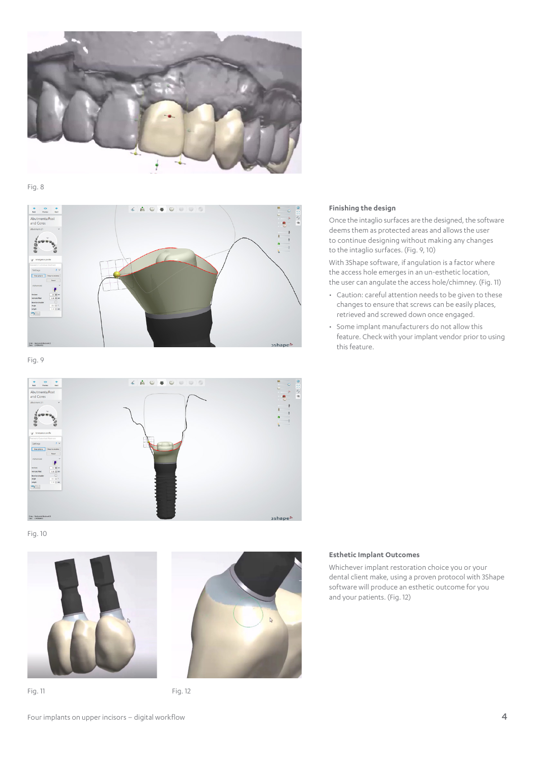Fig. 8

Fig. 9

Fig. 10

Fig. 11

Fig. 12

### Finishing the design

Once the intaglio surfaces are the designed, the software deems them as protected areas and allows the user to continue designing without making any changes to the intaglio surfaces. (Fig. 9, 10)

With 3Shape software, if angulation is a factor where the access hole emerges in an un-esthetic location, the user can angulate the access hole/chimney. (Fig. 11)

- Caution: careful attention needs to be given to these changes to ensure that screws can be easily places, retrieved and screwed down once engaged.
- Some implant manufacturers do not allow this feature. Check with your implant vendor prior to using this feature.

### Esthetic Implant Outcomes

Whichever implant restoration choice you or your dental client make, using a proven protocol with 3Shape software will produce an esthetic outcome for you and your patients. (Fig. 12)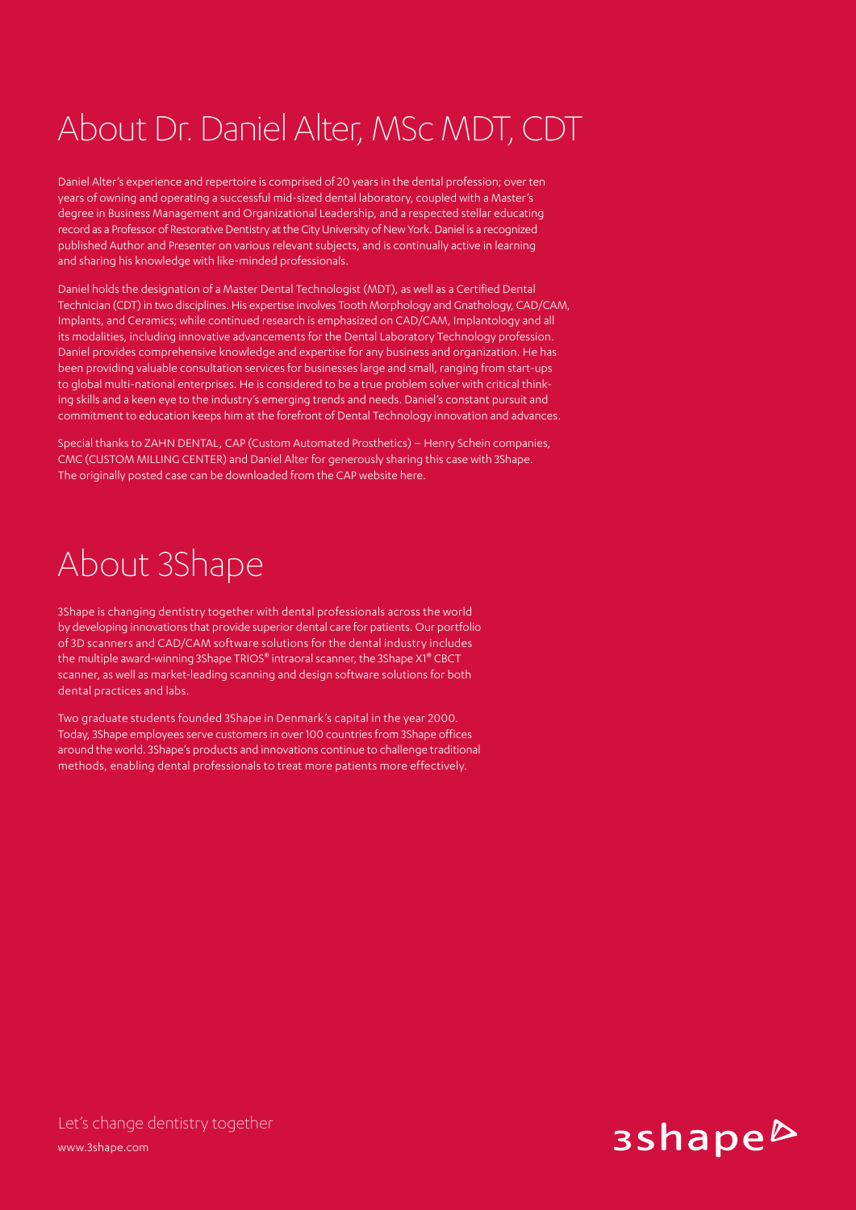# About Dr. Daniel Alter, MSc MDT, CDT

Daniel Alter's experience and repertoire is comprised of 20 years in the dental profession; over ten years of owning and operating a successful mid-sized dental laboratory, coupled with a Master's degree in Business Management and Organizational Leadership, and a respected stellar educating record as a Professor of Restorative Dentistry at the City University of New York. Daniel is a recognized published Author and Presenter on various relevant subjects, and is continually active in learning and sharing his knowledge with like-minded professionals.

Daniel holds the designation of a Master Dental Technologist (MDT), as well as a Certified Dental Technician (CDT) in two disciplines. His expertise involves Tooth Morphology and Gnathology, CAD/CAM, Implants, and Ceramics; while continued research is emphasized on CAD/CAM, Implantology and all its modalities, including innovative advancements for the Dental Laboratory Technology profession. Daniel provides comprehensive knowledge and expertise for any business and organization. He has been providing valuable consultation services for businesses large and small, ranging from start-ups to global multi-national enterprises. He is considered to be a true problem solver with critical thinking skills and a keen eye to the industry's emerging trends and needs. Daniel's constant pursuit and commitment to education keeps him at the forefront of Dental Technology innovation and advances.

Special thanks to ZAHN DENTAL, CAP (Custom Automated Prosthetics) – Henry Schein companies, CMC (CUSTOM MILLING CENTER) and Daniel Alter for generously sharing this case with 3Shape. The originally posted case can be downloaded from the CAP website here.

# About 3Shape

3Shape is changing dentistry together with dental professionals across the world by developing innovations that provide superior dental care for patients. Our portfolio of 3D scanners and CAD/CAM software solutions for the dental industry includes the multiple award-winning 3Shape TRIOS® intraoral scanner, the 3Shape X1® CBCT scanner, as well as market-leading scanning and design software solutions for both dental practices and labs.

Two graduate students founded 3Shape in Denmark's capital in the year 2000. Today, 3Shape employees serve customers in over 100 countries from 3Shape offices around the world. 3Shape's products and innovations continue to challenge traditional methods, enabling dental professionals to treat more patients more effectively.

Let's change dentistry together

www.3shape.com

3shape